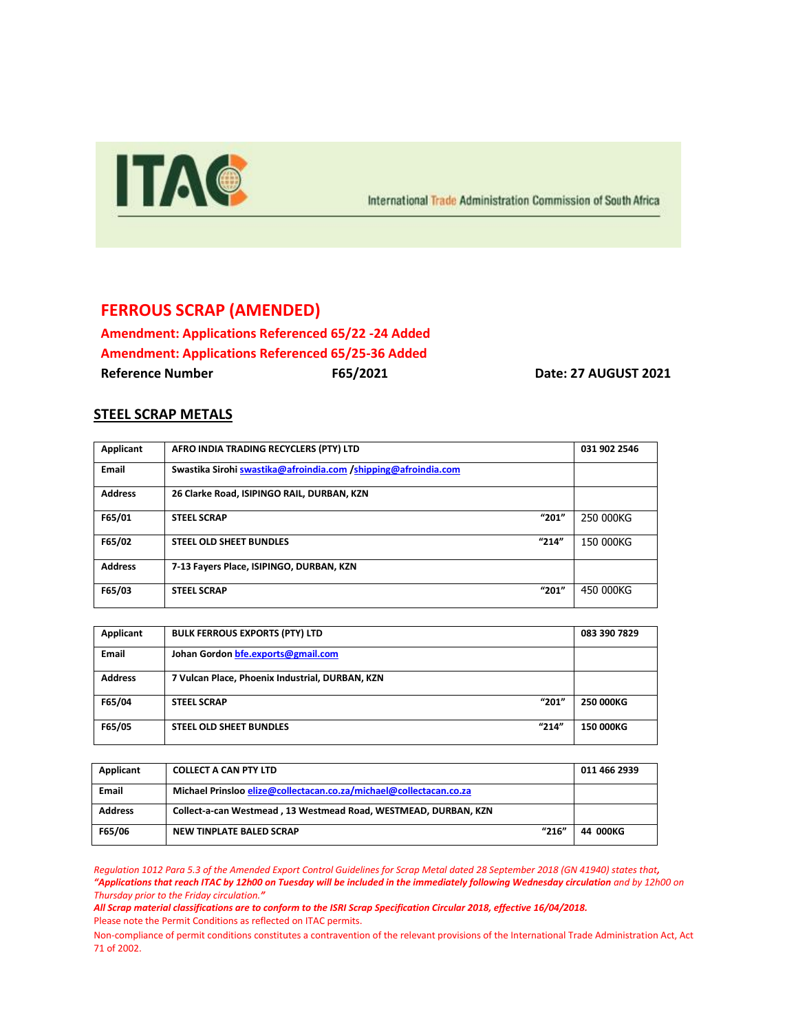ITAC

International Trade Administration Commission of South Africa

## FERROUS SCRAP (AMENDED)

**Amendment: Applications Referenced 65/22 -24 Added**

**Amendment: Applications Referenced 65/25-36 Added**

**Reference Number F65/2021 Date: 27 AUGUST 2021**

## STEEL SCRAP METALS

| Applicant | AFRO INDIA TRADING RECYCLERS (PTY) LTD | | 031 902 2546 |
|---|---|---|---|
| Email | Swastika Sirohi swastika@afroindia.com /shipping@afroindia.com | | |
| Address | 26 Clarke Road, ISIPINGO RAIL, DURBAN, KZN | | |
| F65/01 | STEEL SCRAP | "201" | 250 000KG |
| F65/02 | STEEL OLD SHEET BUNDLES | "214" | 150 000KG |
| Address | 7-13 Fayers Place, ISIPINGO, DURBAN, KZN | | |
| F65/03 | STEEL SCRAP | "201" | 450 000KG |

| Applicant | BULK FERROUS EXPORTS (PTY) LTD | | 083 390 7829 |
|---|---|---|---|
| Email | Johan Gordon bfe.exports@gmail.com | | |
| Address | 7 Vulcan Place, Phoenix Industrial, DURBAN, KZN | | |
| F65/04 | STEEL SCRAP | "201" | 250 000KG |
| F65/05 | STEEL OLD SHEET BUNDLES | "214" | 150 000KG |

| Applicant | COLLECT A CAN PTY LTD | | 011 466 2939 |
|---|---|---|---|
| Email | Michael Prinsloo elize@collectacan.co.za/michael@collectacan.co.za | | |
| Address | Collect-a-can Westmead , 13 Westmead Road, WESTMEAD, DURBAN, KZN | | |
| F65/06 | NEW TINPLATE BALED SCRAP | "216" | 44 000KG |

*Regulation 1012 Para 5.3 of the Amended Export Control Guidelines for Scrap Metal dated 28 September 2018 (GN 41940) states that,* ***"Applications that reach ITAC by 12h00 on Tuesday will be included in the immediately following Wednesday circulation*** *and by 12h00 on Thursday prior to the Friday circulation."*

***All Scrap material classifications are to conform to the ISRI Scrap Specification Circular 2018, effective 16/04/2018.***

Please note the Permit Conditions as reflected on ITAC permits.

Non-compliance of permit conditions constitutes a contravention of the relevant provisions of the International Trade Administration Act, Act 71 of 2002.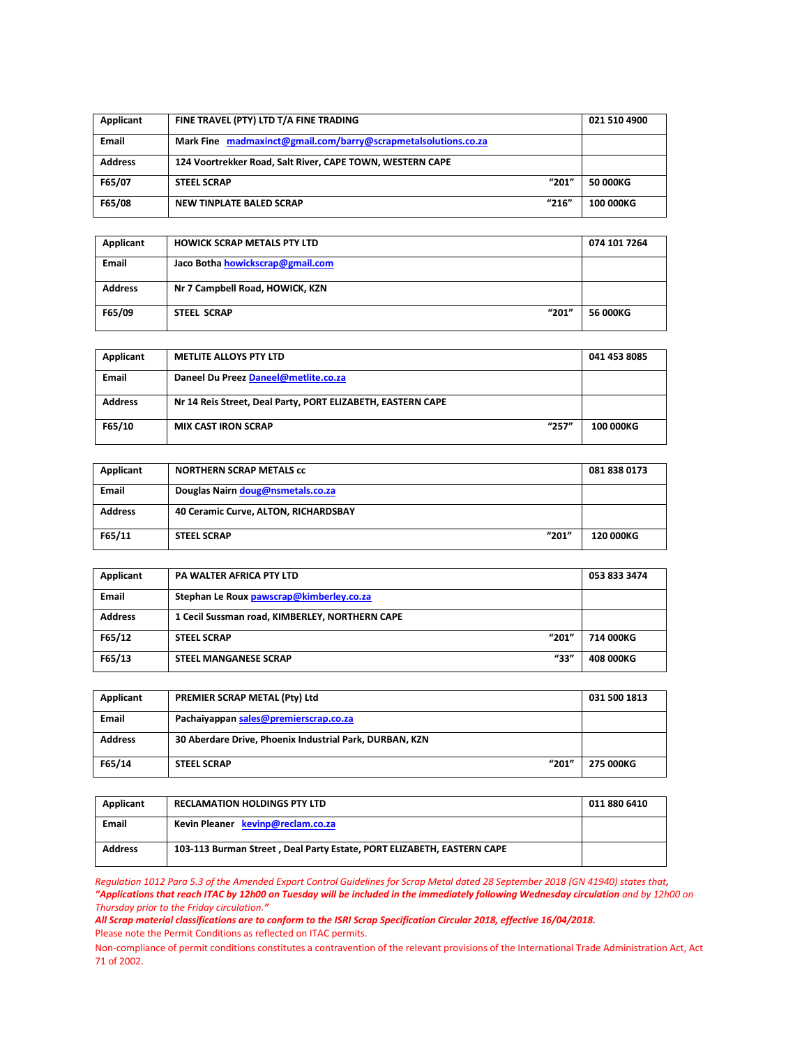| Applicant | FINE TRAVEL (PTY) LTD T/A FINE TRADING | | 021 510 4900 |
|---|---|---|---|
| Email | Mark Fine madmaxinct@gmail.com/barry@scrapmetalsolutions.co.za | | |
| Address | 124 Voortrekker Road, Salt River, CAPE TOWN, WESTERN CAPE | | |
| F65/07 | STEEL SCRAP | "201" | 50 000KG |
| F65/08 | NEW TINPLATE BALED SCRAP | "216" | 100 000KG |

| Applicant | HOWICK SCRAP METALS PTY LTD | | 074 101 7264 |
|---|---|---|---|
| Email | Jaco Botha howickscrap@gmail.com | | |
| Address | Nr 7 Campbell Road, HOWICK, KZN | | |
| F65/09 | STEEL SCRAP | "201" | 56 000KG |

| Applicant | METLITE ALLOYS PTY LTD | | 041 453 8085 |
|---|---|---|---|
| Email | Daneel Du Preez Daneel@metlite.co.za | | |
| Address | Nr 14 Reis Street, Deal Party, PORT ELIZABETH, EASTERN CAPE | | |
| F65/10 | MIX CAST IRON SCRAP | "257" | 100 000KG |

| Applicant | NORTHERN SCRAP METALS cc | | 081 838 0173 |
|---|---|---|---|
| Email | Douglas Nairn doug@nsmetals.co.za | | |
| Address | 40 Ceramic Curve, ALTON, RICHARDSBAY | | |
| F65/11 | STEEL SCRAP | "201" | 120 000KG |

| Applicant | PA WALTER AFRICA PTY LTD | | 053 833 3474 |
|---|---|---|---|
| Email | Stephan Le Roux pawscrap@kimberley.co.za | | |
| Address | 1 Cecil Sussman road, KIMBERLEY, NORTHERN CAPE | | |
| F65/12 | STEEL SCRAP | "201" | 714 000KG |
| F65/13 | STEEL MANGANESE SCRAP | "33" | 408 000KG |

| Applicant | PREMIER SCRAP METAL (Pty) Ltd | | 031 500 1813 |
|---|---|---|---|
| Email | Pachaiyappan sales@premierscrap.co.za | | |
| Address | 30 Aberdare Drive, Phoenix Industrial Park, DURBAN, KZN | | |
| F65/14 | STEEL SCRAP | "201" | 275 000KG |

| Applicant | RECLAMATION HOLDINGS PTY LTD | 011 880 6410 |
|---|---|---|
| Email | Kevin Pleaner kevinp@reclam.co.za | |
| Address | 103-113 Burman Street , Deal Party Estate, PORT ELIZABETH, EASTERN CAPE | |

*Regulation 1012 Para 5.3 of the Amended Export Control Guidelines for Scrap Metal dated 28 September 2018 (GN 41940) states that,* ***"Applications that reach ITAC by 12h00 on Tuesday will be included in the immediately following Wednesday circulation*** *and by 12h00 on Thursday prior to the Friday circulation."*

***All Scrap material classifications are to conform to the ISRI Scrap Specification Circular 2018, effective 16/04/2018.***

Please note the Permit Conditions as reflected on ITAC permits.

Non-compliance of permit conditions constitutes a contravention of the relevant provisions of the International Trade Administration Act, Act 71 of 2002.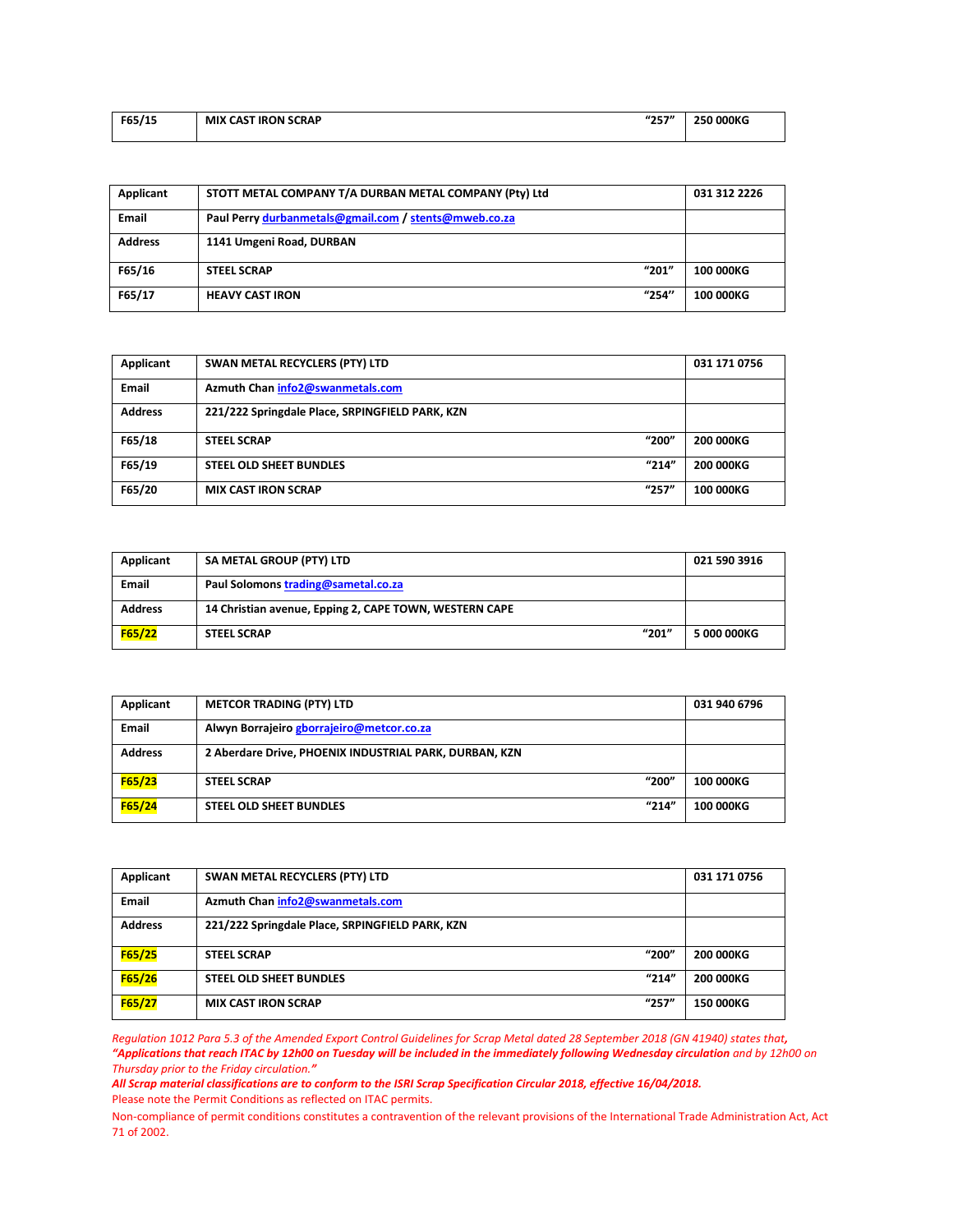| F65/15 | MIX CAST IRON SCRAP | "257" | 250 000KG |
|---|---|---|---|

| Applicant | STOTT METAL COMPANY T/A DURBAN METAL COMPANY (Pty) Ltd | | 031 312 2226 |
|---|---|---|---|
| Email | Paul Perry durbanmetals@gmail.com / stents@mweb.co.za | | |
| Address | 1141 Umgeni Road, DURBAN | | |
| F65/16 | STEEL SCRAP | "201" | 100 000KG |
| F65/17 | HEAVY CAST IRON | "254" | 100 000KG |

| Applicant | SWAN METAL RECYCLERS (PTY) LTD | | 031 171 0756 |
|---|---|---|---|
| Email | Azmuth Chan info2@swanmetals.com | | |
| Address | 221/222 Springdale Place, SRPINGFIELD PARK, KZN | | |
| F65/18 | STEEL SCRAP | "200" | 200 000KG |
| F65/19 | STEEL OLD SHEET BUNDLES | "214" | 200 000KG |
| F65/20 | MIX CAST IRON SCRAP | "257" | 100 000KG |

| Applicant | SA METAL GROUP (PTY) LTD | | 021 590 3916 |
|---|---|---|---|
| Email | Paul Solomons trading@sametal.co.za | | |
| Address | 14 Christian avenue, Epping 2, CAPE TOWN, WESTERN CAPE | | |
| F65/22 | STEEL SCRAP | "201" | 5 000 000KG |

| Applicant | METCOR TRADING (PTY) LTD | | 031 940 6796 |
|---|---|---|---|
| Email | Alwyn Borrajeiro gborrajeiro@metcor.co.za | | |
| Address | 2 Aberdare Drive, PHOENIX INDUSTRIAL PARK, DURBAN, KZN | | |
| F65/23 | STEEL SCRAP | "200" | 100 000KG |
| F65/24 | STEEL OLD SHEET BUNDLES | "214" | 100 000KG |

| Applicant | SWAN METAL RECYCLERS (PTY) LTD | | 031 171 0756 |
|---|---|---|---|
| Email | Azmuth Chan info2@swanmetals.com | | |
| Address | 221/222 Springdale Place, SRPINGFIELD PARK, KZN | | |
| F65/25 | STEEL SCRAP | "200" | 200 000KG |
| F65/26 | STEEL OLD SHEET BUNDLES | "214" | 200 000KG |
| F65/27 | MIX CAST IRON SCRAP | "257" | 150 000KG |

*Regulation 1012 Para 5.3 of the Amended Export Control Guidelines for Scrap Metal dated 28 September 2018 (GN 41940) states that,* ***"Applications that reach ITAC by 12h00 on Tuesday will be included in the immediately following Wednesday circulation*** *and by 12h00 on Thursday prior to the Friday circulation.****"***

***All Scrap material classifications are to conform to the ISRI Scrap Specification Circular 2018, effective 16/04/2018.***

Please note the Permit Conditions as reflected on ITAC permits.

Non-compliance of permit conditions constitutes a contravention of the relevant provisions of the International Trade Administration Act, Act 71 of 2002.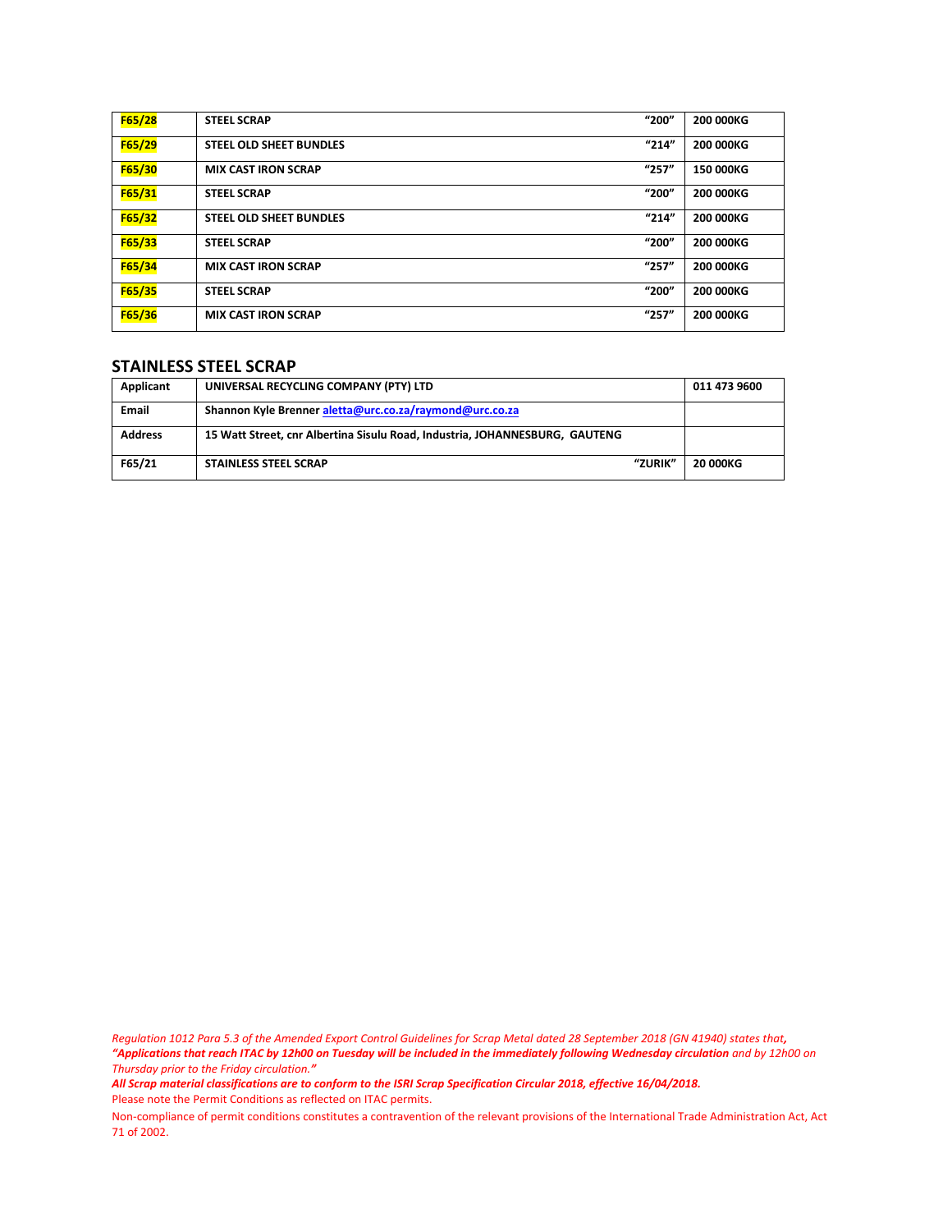| | | | |
|---|---|---|---|
| F65/28 | STEEL SCRAP | "200" | 200 000KG |
| F65/29 | STEEL OLD SHEET BUNDLES | "214" | 200 000KG |
| F65/30 | MIX CAST IRON SCRAP | "257" | 150 000KG |
| F65/31 | STEEL SCRAP | "200" | 200 000KG |
| F65/32 | STEEL OLD SHEET BUNDLES | "214" | 200 000KG |
| F65/33 | STEEL SCRAP | "200" | 200 000KG |
| F65/34 | MIX CAST IRON SCRAP | "257" | 200 000KG |
| F65/35 | STEEL SCRAP | "200" | 200 000KG |
| F65/36 | MIX CAST IRON SCRAP | "257" | 200 000KG |

## STAINLESS STEEL SCRAP

| | | | |
|---|---|---|---|
| Applicant | UNIVERSAL RECYCLING COMPANY (PTY) LTD | | 011 473 9600 |
| Email | Shannon Kyle Brenner aletta@urc.co.za/raymond@urc.co.za | | |
| Address | 15 Watt Street, cnr Albertina Sisulu Road, Industria, JOHANNESBURG, GAUTENG | | |
| F65/21 | STAINLESS STEEL SCRAP | "ZURIK" | 20 000KG |

*Regulation 1012 Para 5.3 of the Amended Export Control Guidelines for Scrap Metal dated 28 September 2018 (GN 41940) states that,* ***"Applications that reach ITAC by 12h00 on Tuesday will be included in the immediately following Wednesday circulation*** *and by 12h00 on Thursday prior to the Friday circulation."*

***All Scrap material classifications are to conform to the ISRI Scrap Specification Circular 2018, effective 16/04/2018.***

Please note the Permit Conditions as reflected on ITAC permits.

Non-compliance of permit conditions constitutes a contravention of the relevant provisions of the International Trade Administration Act, Act 71 of 2002.